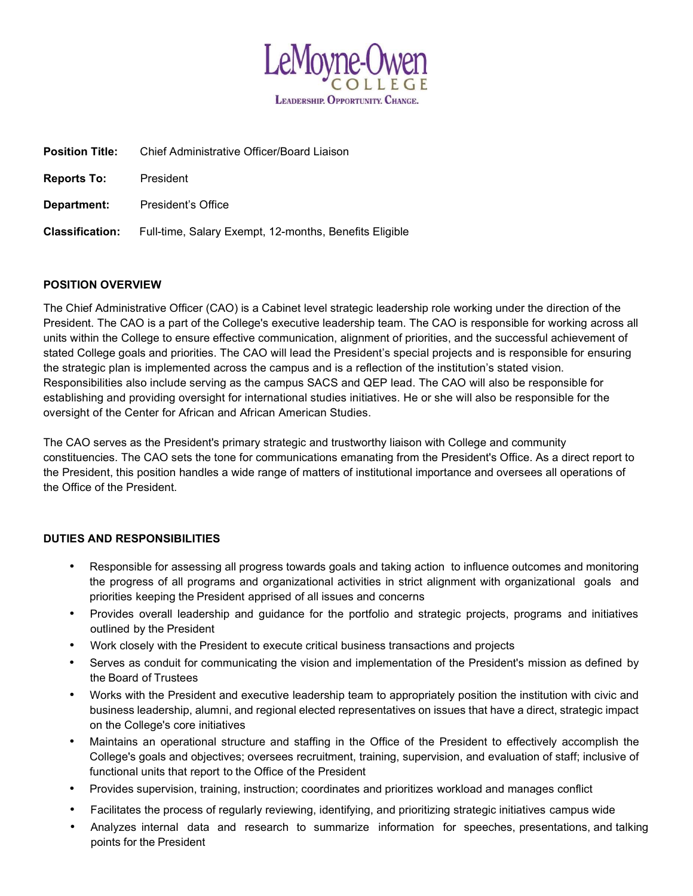LeMoyne-Owen
COLLEGE
LEADERSHIP. OPPORTUNITY. CHANGE.

**Position Title:** Chief Administrative Officer/Board Liaison

**Reports To:** President

**Department:** President's Office

**Classification:** Full-time, Salary Exempt, 12-months, Benefits Eligible

## POSITION OVERVIEW

The Chief Administrative Officer (CAO) is a Cabinet level strategic leadership role working under the direction of the President. The CAO is a part of the College's executive leadership team. The CAO is responsible for working across all units within the College to ensure effective communication, alignment of priorities, and the successful achievement of stated College goals and priorities. The CAO will lead the President's special projects and is responsible for ensuring the strategic plan is implemented across the campus and is a reflection of the institution's stated vision. Responsibilities also include serving as the campus SACS and QEP lead. The CAO will also be responsible for establishing and providing oversight for international studies initiatives. He or she will also be responsible for the oversight of the Center for African and African American Studies.

The CAO serves as the President's primary strategic and trustworthy liaison with College and community constituencies. The CAO sets the tone for communications emanating from the President's Office. As a direct report to the President, this position handles a wide range of matters of institutional importance and oversees all operations of the Office of the President.

## DUTIES AND RESPONSIBILITIES

- Responsible for assessing all progress towards goals and taking action to influence outcomes and monitoring the progress of all programs and organizational activities in strict alignment with organizational goals and priorities keeping the President apprised of all issues and concerns
- Provides overall leadership and guidance for the portfolio and strategic projects, programs and initiatives outlined by the President
- Work closely with the President to execute critical business transactions and projects
- Serves as conduit for communicating the vision and implementation of the President's mission as defined by the Board of Trustees
- Works with the President and executive leadership team to appropriately position the institution with civic and business leadership, alumni, and regional elected representatives on issues that have a direct, strategic impact on the College's core initiatives
- Maintains an operational structure and staffing in the Office of the President to effectively accomplish the College's goals and objectives; oversees recruitment, training, supervision, and evaluation of staff; inclusive of functional units that report to the Office of the President
- Provides supervision, training, instruction; coordinates and prioritizes workload and manages conflict
- Facilitates the process of regularly reviewing, identifying, and prioritizing strategic initiatives campus wide
- Analyzes internal data and research to summarize information for speeches, presentations, and talking points for the President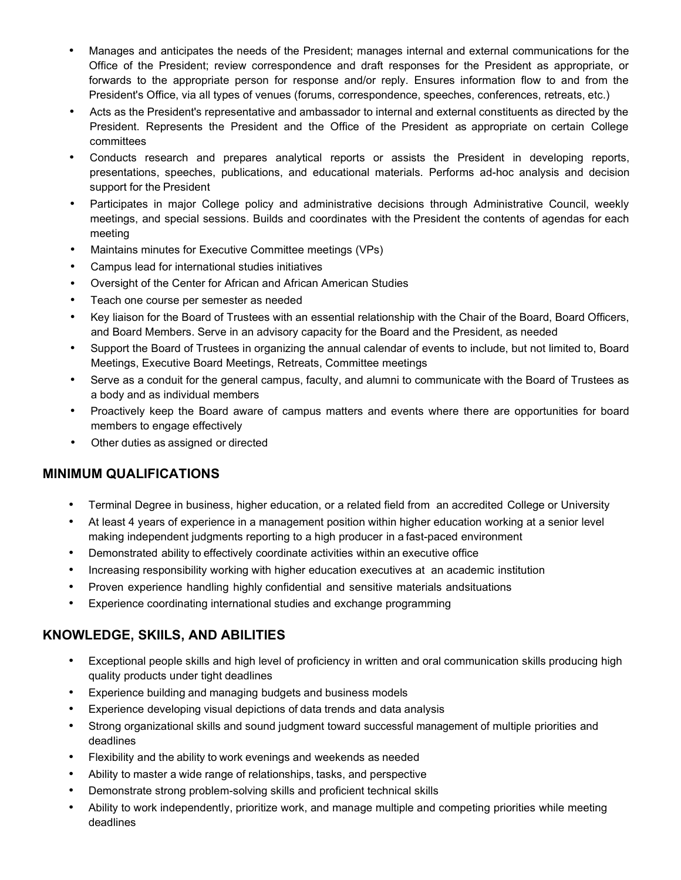- Manages and anticipates the needs of the President; manages internal and external communications for the Office of the President; review correspondence and draft responses for the President as appropriate, or forwards to the appropriate person for response and/or reply. Ensures information flow to and from the President's Office, via all types of venues (forums, correspondence, speeches, conferences, retreats, etc.)
- Acts as the President's representative and ambassador to internal and external constituents as directed by the President. Represents the President and the Office of the President as appropriate on certain College committees
- Conducts research and prepares analytical reports or assists the President in developing reports, presentations, speeches, publications, and educational materials. Performs ad-hoc analysis and decision support for the President
- Participates in major College policy and administrative decisions through Administrative Council, weekly meetings, and special sessions. Builds and coordinates with the President the contents of agendas for each meeting
- Maintains minutes for Executive Committee meetings (VPs)
- Campus lead for international studies initiatives
- Oversight of the Center for African and African American Studies
- Teach one course per semester as needed
- Key liaison for the Board of Trustees with an essential relationship with the Chair of the Board, Board Officers, and Board Members. Serve in an advisory capacity for the Board and the President, as needed
- Support the Board of Trustees in organizing the annual calendar of events to include, but not limited to, Board Meetings, Executive Board Meetings, Retreats, Committee meetings
- Serve as a conduit for the general campus, faculty, and alumni to communicate with the Board of Trustees as a body and as individual members
- Proactively keep the Board aware of campus matters and events where there are opportunities for board members to engage effectively
- Other duties as assigned or directed

## MINIMUM QUALIFICATIONS

- Terminal Degree in business, higher education, or a related field from an accredited College or University
- At least 4 years of experience in a management position within higher education working at a senior level making independent judgments reporting to a high producer in a fast-paced environment
- Demonstrated ability to effectively coordinate activities within an executive office
- Increasing responsibility working with higher education executives at an academic institution
- Proven experience handling highly confidential and sensitive materials andsituations
- Experience coordinating international studies and exchange programming

## KNOWLEDGE, SKIILS, AND ABILITIES

- Exceptional people skills and high level of proficiency in written and oral communication skills producing high quality products under tight deadlines
- Experience building and managing budgets and business models
- Experience developing visual depictions of data trends and data analysis
- Strong organizational skills and sound judgment toward successful management of multiple priorities and deadlines
- Flexibility and the ability to work evenings and weekends as needed
- Ability to master a wide range of relationships, tasks, and perspective
- Demonstrate strong problem-solving skills and proficient technical skills
- Ability to work independently, prioritize work, and manage multiple and competing priorities while meeting deadlines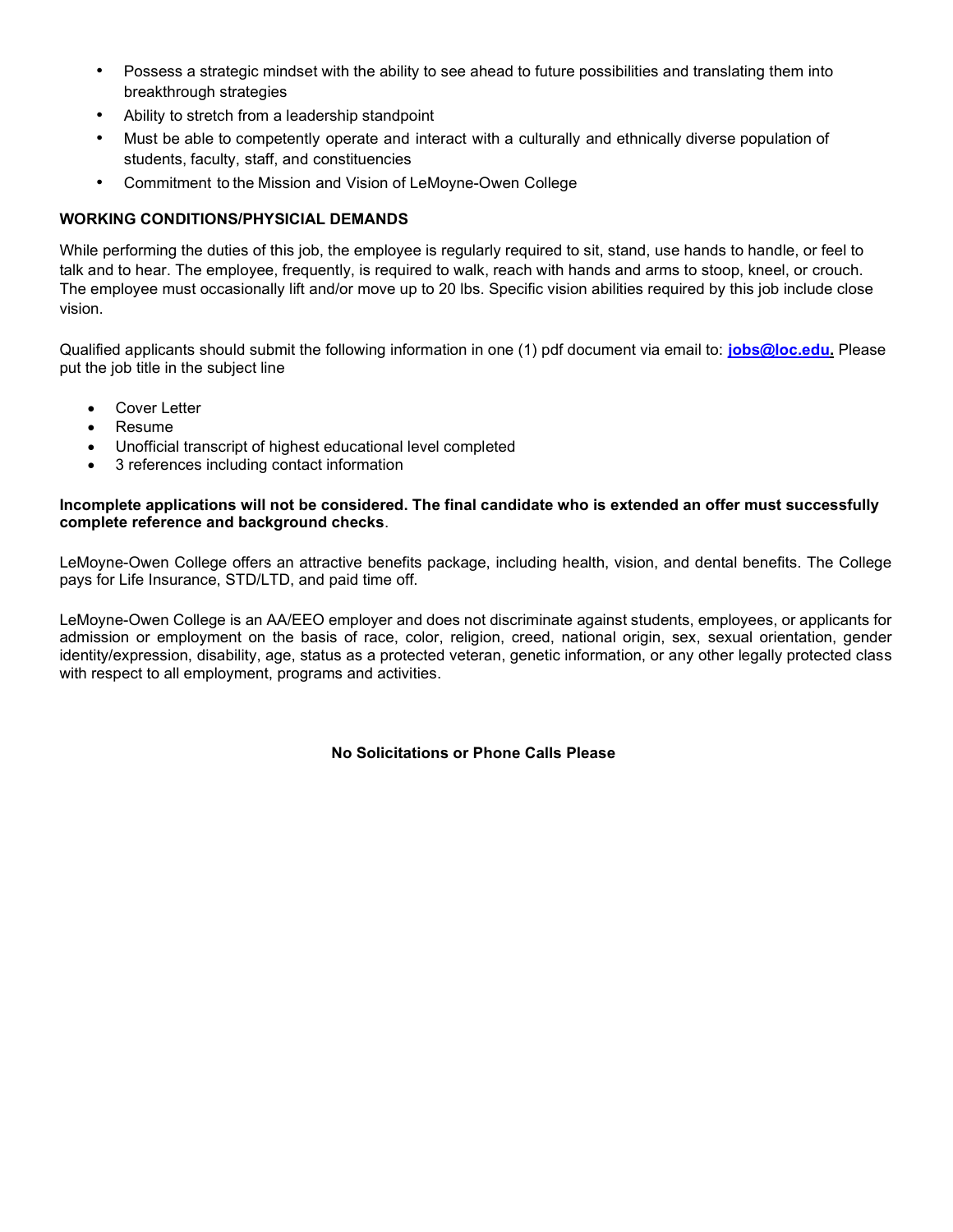- Possess a strategic mindset with the ability to see ahead to future possibilities and translating them into breakthrough strategies
- Ability to stretch from a leadership standpoint
- Must be able to competently operate and interact with a culturally and ethnically diverse population of students, faculty, staff, and constituencies
- Commitment to the Mission and Vision of LeMoyne-Owen College

**WORKING CONDITIONS/PHYSICIAL DEMANDS**

While performing the duties of this job, the employee is regularly required to sit, stand, use hands to handle, or feel to talk and to hear. The employee, frequently, is required to walk, reach with hands and arms to stoop, kneel, or crouch. The employee must occasionally lift and/or move up to 20 lbs. Specific vision abilities required by this job include close vision.

Qualified applicants should submit the following information in one (1) pdf document via email to: **jobs@loc.edu.** Please put the job title in the subject line

- Cover Letter
- Resume
- Unofficial transcript of highest educational level completed
- 3 references including contact information

**Incomplete applications will not be considered. The final candidate who is extended an offer must successfully complete reference and background checks**.

LeMoyne-Owen College offers an attractive benefits package, including health, vision, and dental benefits. The College pays for Life Insurance, STD/LTD, and paid time off.

LeMoyne-Owen College is an AA/EEO employer and does not discriminate against students, employees, or applicants for admission or employment on the basis of race, color, religion, creed, national origin, sex, sexual orientation, gender identity/expression, disability, age, status as a protected veteran, genetic information, or any other legally protected class with respect to all employment, programs and activities.

**No Solicitations or Phone Calls Please**